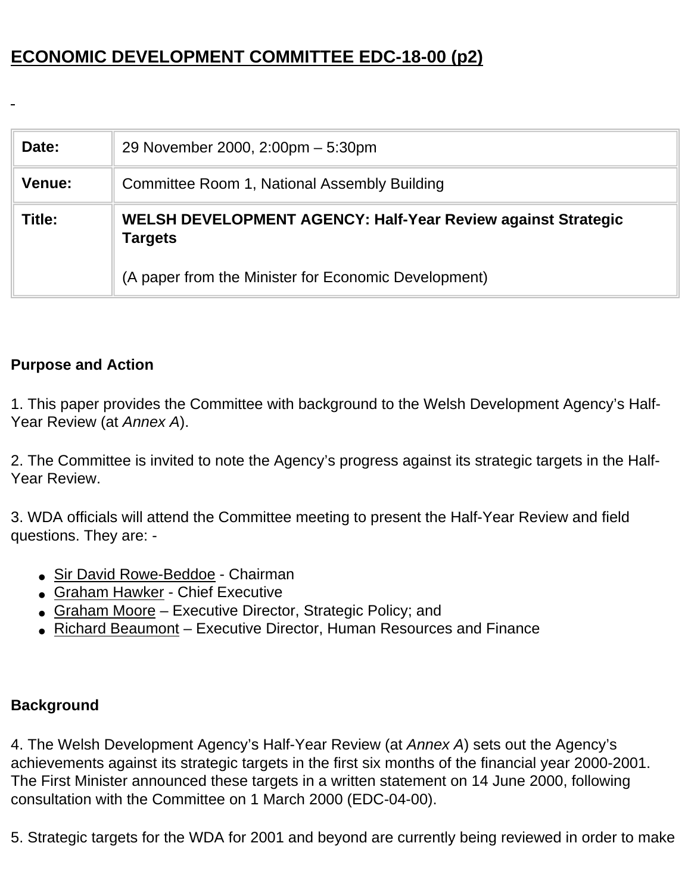# ECONOMIC DEVELOPMENT COMMITTEE EDC-18-00 (p2)

| | |
|---|---|
| **Date:** | 29 November 2000, 2:00pm – 5:30pm |
| **Venue:** | Committee Room 1, National Assembly Building |
| **Title:** | **WELSH DEVELOPMENT AGENCY: Half-Year Review against Strategic Targets**<br><br>(A paper from the Minister for Economic Development) |

**Purpose and Action**

1. This paper provides the Committee with background to the Welsh Development Agency's Half-Year Review (at *Annex A*).

2. The Committee is invited to note the Agency's progress against its strategic targets in the Half-Year Review.

3. WDA officials will attend the Committee meeting to present the Half-Year Review and field questions. They are: -

- Sir David Rowe-Beddoe - Chairman
- Graham Hawker - Chief Executive
- Graham Moore – Executive Director, Strategic Policy; and
- Richard Beaumont – Executive Director, Human Resources and Finance

**Background**

4. The Welsh Development Agency's Half-Year Review (at *Annex A*) sets out the Agency's achievements against its strategic targets in the first six months of the financial year 2000-2001. The First Minister announced these targets in a written statement on 14 June 2000, following consultation with the Committee on 1 March 2000 (EDC-04-00).

5. Strategic targets for the WDA for 2001 and beyond are currently being reviewed in order to make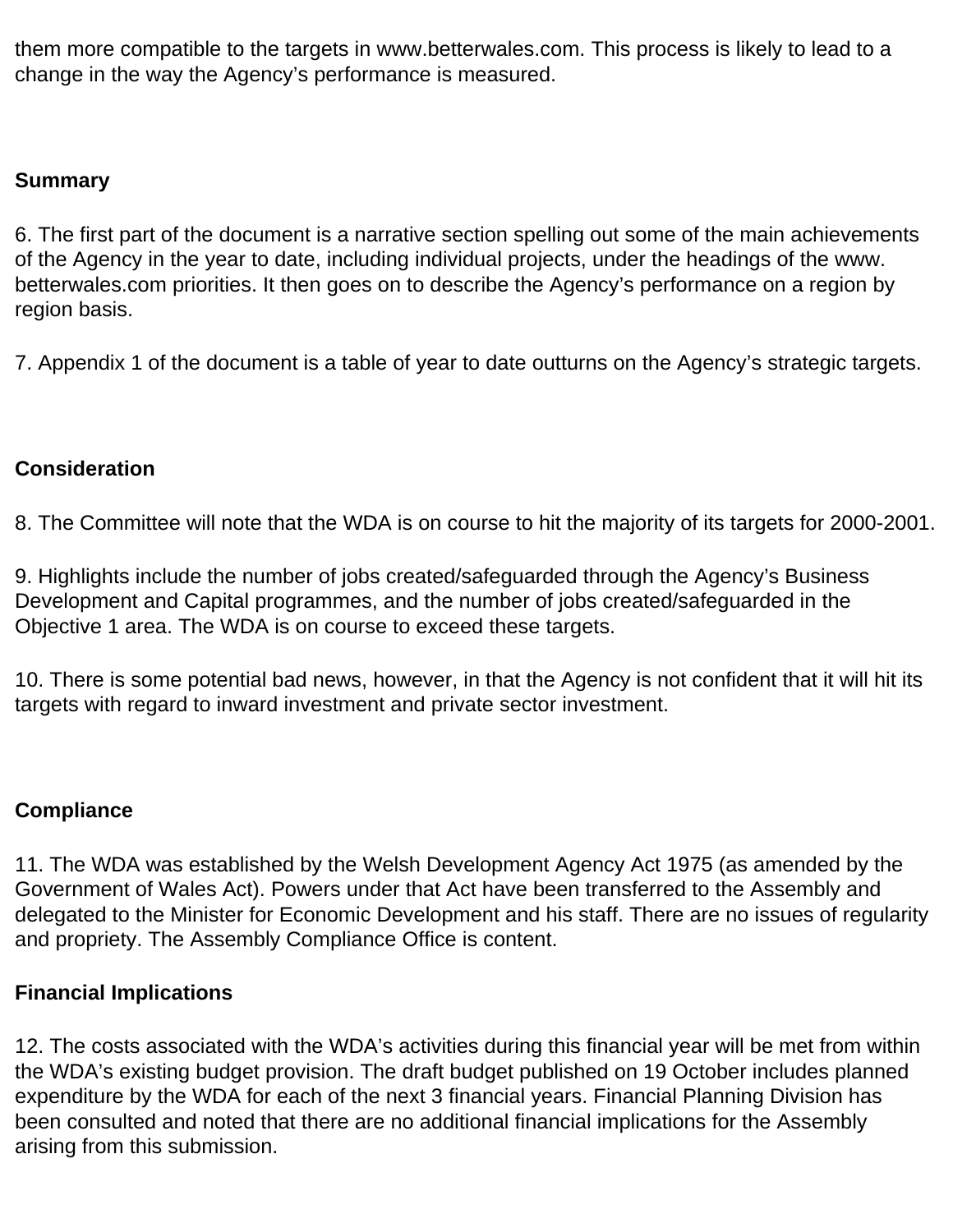them more compatible to the targets in www.betterwales.com. This process is likely to lead to a change in the way the Agency's performance is measured.

## Summary

6. The first part of the document is a narrative section spelling out some of the main achievements of the Agency in the year to date, including individual projects, under the headings of the www.betterwales.com priorities. It then goes on to describe the Agency's performance on a region by region basis.

7. Appendix 1 of the document is a table of year to date outturns on the Agency's strategic targets.

## Consideration

8. The Committee will note that the WDA is on course to hit the majority of its targets for 2000-2001.

9. Highlights include the number of jobs created/safeguarded through the Agency's Business Development and Capital programmes, and the number of jobs created/safeguarded in the Objective 1 area. The WDA is on course to exceed these targets.

10. There is some potential bad news, however, in that the Agency is not confident that it will hit its targets with regard to inward investment and private sector investment.

## Compliance

11. The WDA was established by the Welsh Development Agency Act 1975 (as amended by the Government of Wales Act). Powers under that Act have been transferred to the Assembly and delegated to the Minister for Economic Development and his staff. There are no issues of regularity and propriety. The Assembly Compliance Office is content.

## Financial Implications

12. The costs associated with the WDA's activities during this financial year will be met from within the WDA's existing budget provision. The draft budget published on 19 October includes planned expenditure by the WDA for each of the next 3 financial years. Financial Planning Division has been consulted and noted that there are no additional financial implications for the Assembly arising from this submission.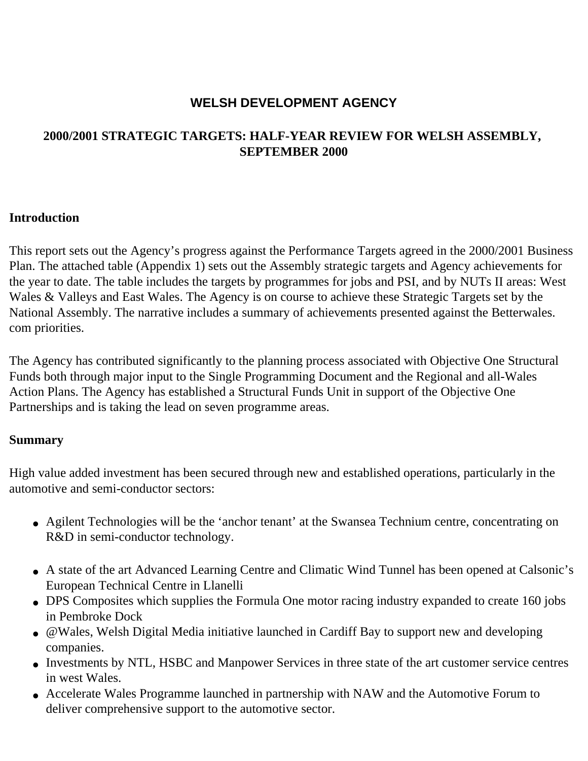## WELSH DEVELOPMENT AGENCY

### 2000/2001 STRATEGIC TARGETS: HALF-YEAR REVIEW FOR WELSH ASSEMBLY, SEPTEMBER 2000

**Introduction**

This report sets out the Agency's progress against the Performance Targets agreed in the 2000/2001 Business Plan. The attached table (Appendix 1) sets out the Assembly strategic targets and Agency achievements for the year to date. The table includes the targets by programmes for jobs and PSI, and by NUTs II areas: West Wales & Valleys and East Wales. The Agency is on course to achieve these Strategic Targets set by the National Assembly. The narrative includes a summary of achievements presented against the Betterwales.com priorities.

The Agency has contributed significantly to the planning process associated with Objective One Structural Funds both through major input to the Single Programming Document and the Regional and all-Wales Action Plans. The Agency has established a Structural Funds Unit in support of the Objective One Partnerships and is taking the lead on seven programme areas.

**Summary**

High value added investment has been secured through new and established operations, particularly in the automotive and semi-conductor sectors:

- Agilent Technologies will be the 'anchor tenant' at the Swansea Technium centre, concentrating on R&D in semi-conductor technology.
- A state of the art Advanced Learning Centre and Climatic Wind Tunnel has been opened at Calsonic's European Technical Centre in Llanelli
- DPS Composites which supplies the Formula One motor racing industry expanded to create 160 jobs in Pembroke Dock
- @Wales, Welsh Digital Media initiative launched in Cardiff Bay to support new and developing companies.
- Investments by NTL, HSBC and Manpower Services in three state of the art customer service centres in west Wales.
- Accelerate Wales Programme launched in partnership with NAW and the Automotive Forum to deliver comprehensive support to the automotive sector.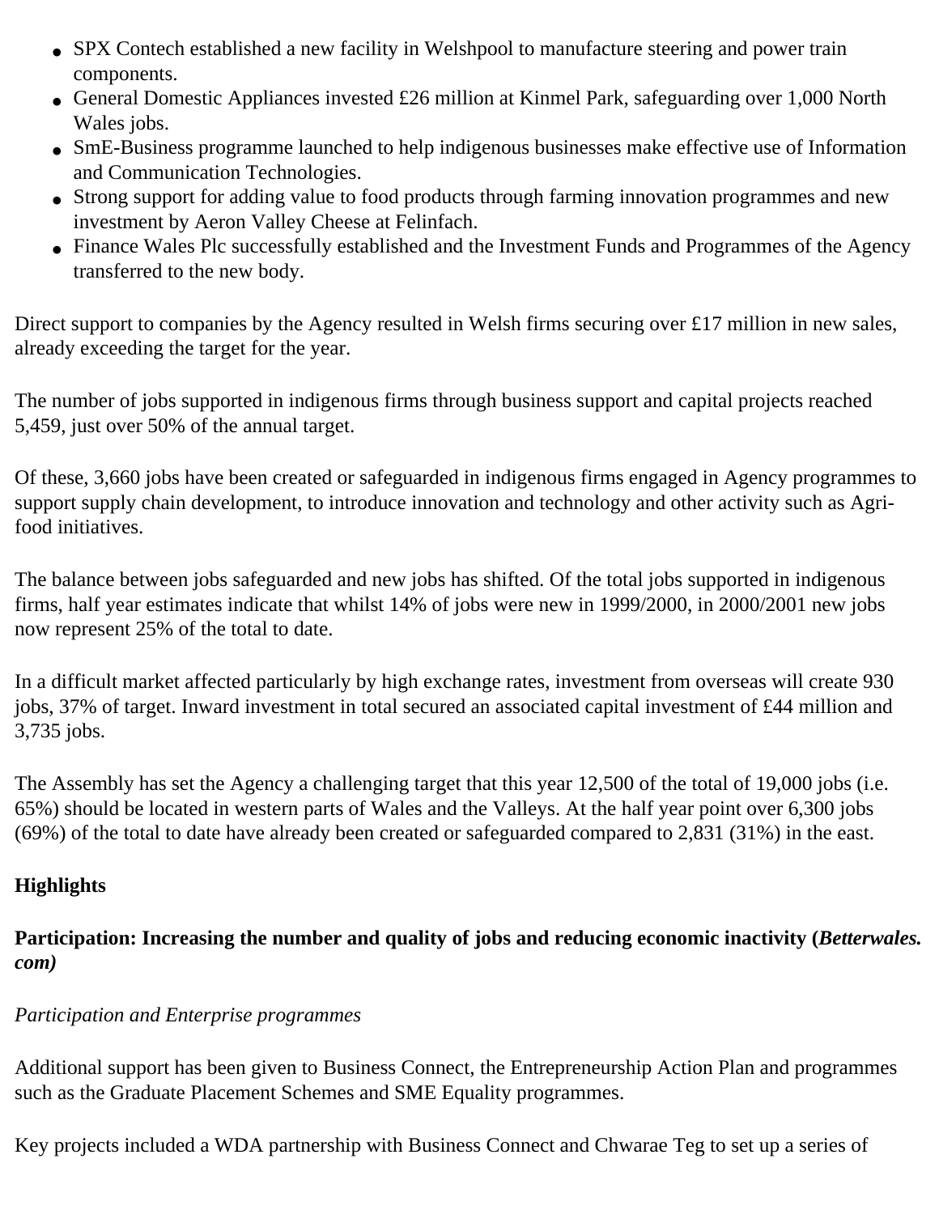- SPX Contech established a new facility in Welshpool to manufacture steering and power train components.
- General Domestic Appliances invested £26 million at Kinmel Park, safeguarding over 1,000 North Wales jobs.
- SmE-Business programme launched to help indigenous businesses make effective use of Information and Communication Technologies.
- Strong support for adding value to food products through farming innovation programmes and new investment by Aeron Valley Cheese at Felinfach.
- Finance Wales Plc successfully established and the Investment Funds and Programmes of the Agency transferred to the new body.

Direct support to companies by the Agency resulted in Welsh firms securing over £17 million in new sales, already exceeding the target for the year.

The number of jobs supported in indigenous firms through business support and capital projects reached 5,459, just over 50% of the annual target.

Of these, 3,660 jobs have been created or safeguarded in indigenous firms engaged in Agency programmes to support supply chain development, to introduce innovation and technology and other activity such as Agri-food initiatives.

The balance between jobs safeguarded and new jobs has shifted. Of the total jobs supported in indigenous firms, half year estimates indicate that whilst 14% of jobs were new in 1999/2000, in 2000/2001 new jobs now represent 25% of the total to date.

In a difficult market affected particularly by high exchange rates, investment from overseas will create 930 jobs, 37% of target. Inward investment in total secured an associated capital investment of £44 million and 3,735 jobs.

The Assembly has set the Agency a challenging target that this year 12,500 of the total of 19,000 jobs (i.e. 65%) should be located in western parts of Wales and the Valleys. At the half year point over 6,300 jobs (69%) of the total to date have already been created or safeguarded compared to 2,831 (31%) in the east.

**Highlights**

**Participation: Increasing the number and quality of jobs and reducing economic inactivity (*Betterwales.com)***

*Participation and Enterprise programmes*

Additional support has been given to Business Connect, the Entrepreneurship Action Plan and programmes such as the Graduate Placement Schemes and SME Equality programmes.

Key projects included a WDA partnership with Business Connect and Chwarae Teg to set up a series of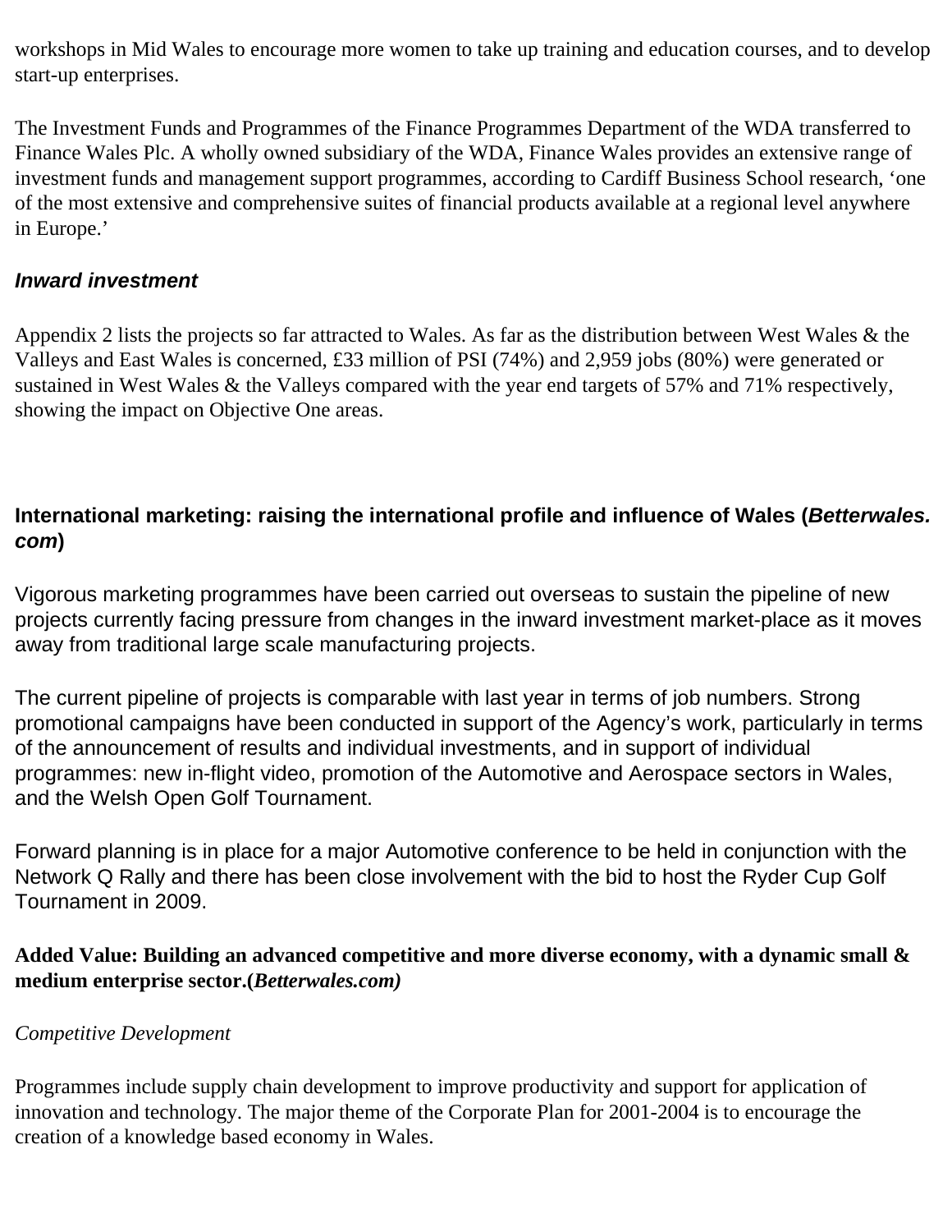workshops in Mid Wales to encourage more women to take up training and education courses, and to develop start-up enterprises.

The Investment Funds and Programmes of the Finance Programmes Department of the WDA transferred to Finance Wales Plc. A wholly owned subsidiary of the WDA, Finance Wales provides an extensive range of investment funds and management support programmes, according to Cardiff Business School research, 'one of the most extensive and comprehensive suites of financial products available at a regional level anywhere in Europe.'

### *Inward investment*

Appendix 2 lists the projects so far attracted to Wales. As far as the distribution between West Wales & the Valleys and East Wales is concerned, £33 million of PSI (74%) and 2,959 jobs (80%) were generated or sustained in West Wales & the Valleys compared with the year end targets of 57% and 71% respectively, showing the impact on Objective One areas.

### International marketing: raising the international profile and influence of Wales (*Betterwales.com*)

Vigorous marketing programmes have been carried out overseas to sustain the pipeline of new projects currently facing pressure from changes in the inward investment market-place as it moves away from traditional large scale manufacturing projects.

The current pipeline of projects is comparable with last year in terms of job numbers. Strong promotional campaigns have been conducted in support of the Agency's work, particularly in terms of the announcement of results and individual investments, and in support of individual programmes: new in-flight video, promotion of the Automotive and Aerospace sectors in Wales, and the Welsh Open Golf Tournament.

Forward planning is in place for a major Automotive conference to be held in conjunction with the Network Q Rally and there has been close involvement with the bid to host the Ryder Cup Golf Tournament in 2009.

### Added Value: Building an advanced competitive and more diverse economy, with a dynamic small & medium enterprise sector.(*Betterwales.com)*

*Competitive Development*

Programmes include supply chain development to improve productivity and support for application of innovation and technology. The major theme of the Corporate Plan for 2001-2004 is to encourage the creation of a knowledge based economy in Wales.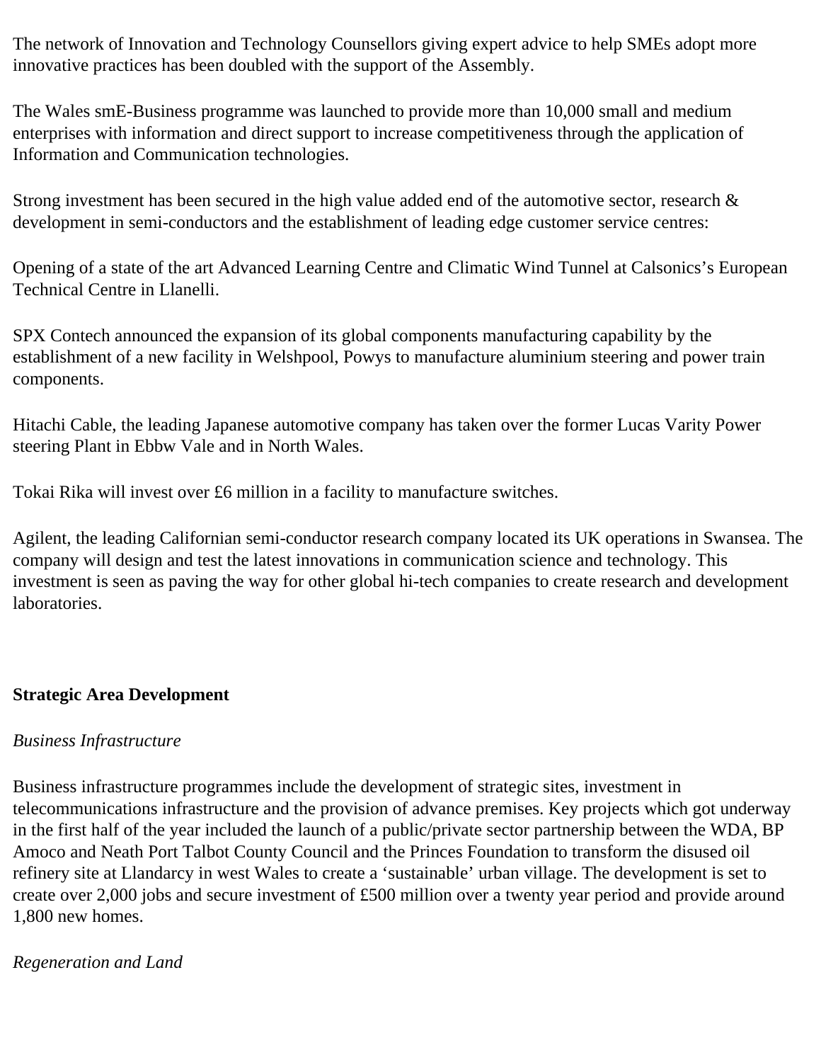The network of Innovation and Technology Counsellors giving expert advice to help SMEs adopt more innovative practices has been doubled with the support of the Assembly.

The Wales smE-Business programme was launched to provide more than 10,000 small and medium enterprises with information and direct support to increase competitiveness through the application of Information and Communication technologies.

Strong investment has been secured in the high value added end of the automotive sector, research & development in semi-conductors and the establishment of leading edge customer service centres:

Opening of a state of the art Advanced Learning Centre and Climatic Wind Tunnel at Calsonics's European Technical Centre in Llanelli.

SPX Contech announced the expansion of its global components manufacturing capability by the establishment of a new facility in Welshpool, Powys to manufacture aluminium steering and power train components.

Hitachi Cable, the leading Japanese automotive company has taken over the former Lucas Varity Power steering Plant in Ebbw Vale and in North Wales.

Tokai Rika will invest over £6 million in a facility to manufacture switches.

Agilent, the leading Californian semi-conductor research company located its UK operations in Swansea. The company will design and test the latest innovations in communication science and technology. This investment is seen as paving the way for other global hi-tech companies to create research and development laboratories.

**Strategic Area Development**

*Business Infrastructure*

Business infrastructure programmes include the development of strategic sites, investment in telecommunications infrastructure and the provision of advance premises. Key projects which got underway in the first half of the year included the launch of a public/private sector partnership between the WDA, BP Amoco and Neath Port Talbot County Council and the Princes Foundation to transform the disused oil refinery site at Llandarcy in west Wales to create a 'sustainable' urban village. The development is set to create over 2,000 jobs and secure investment of £500 million over a twenty year period and provide around 1,800 new homes.

*Regeneration and Land*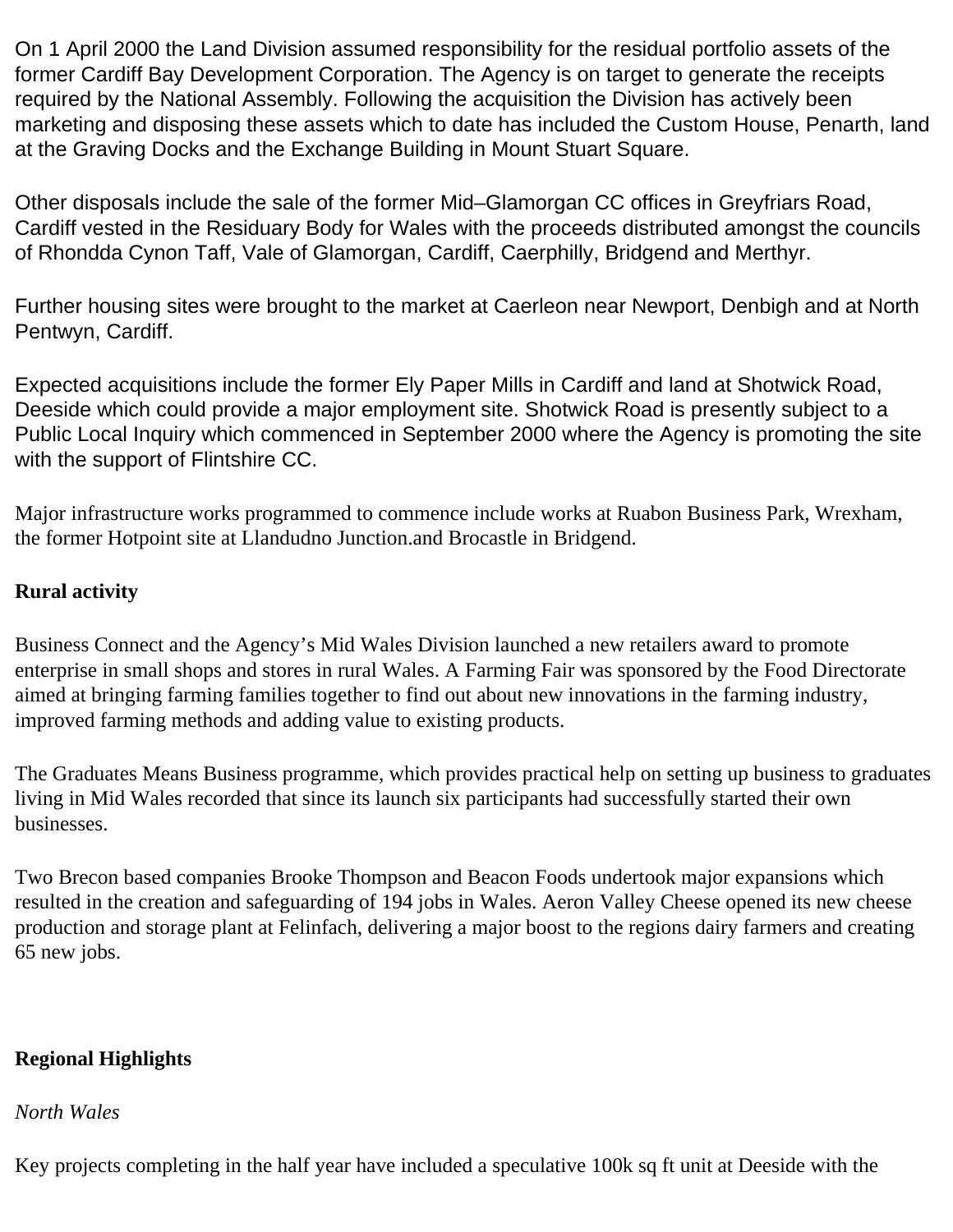On 1 April 2000 the Land Division assumed responsibility for the residual portfolio assets of the former Cardiff Bay Development Corporation. The Agency is on target to generate the receipts required by the National Assembly. Following the acquisition the Division has actively been marketing and disposing these assets which to date has included the Custom House, Penarth, land at the Graving Docks and the Exchange Building in Mount Stuart Square.

Other disposals include the sale of the former Mid–Glamorgan CC offices in Greyfriars Road, Cardiff vested in the Residuary Body for Wales with the proceeds distributed amongst the councils of Rhondda Cynon Taff, Vale of Glamorgan, Cardiff, Caerphilly, Bridgend and Merthyr.

Further housing sites were brought to the market at Caerleon near Newport, Denbigh and at North Pentwyn, Cardiff.

Expected acquisitions include the former Ely Paper Mills in Cardiff and land at Shotwick Road, Deeside which could provide a major employment site. Shotwick Road is presently subject to a Public Local Inquiry which commenced in September 2000 where the Agency is promoting the site with the support of Flintshire CC.

Major infrastructure works programmed to commence include works at Ruabon Business Park, Wrexham, the former Hotpoint site at Llandudno Junction.and Brocastle in Bridgend.

**Rural activity**

Business Connect and the Agency's Mid Wales Division launched a new retailers award to promote enterprise in small shops and stores in rural Wales. A Farming Fair was sponsored by the Food Directorate aimed at bringing farming families together to find out about new innovations in the farming industry, improved farming methods and adding value to existing products.

The Graduates Means Business programme, which provides practical help on setting up business to graduates living in Mid Wales recorded that since its launch six participants had successfully started their own businesses.

Two Brecon based companies Brooke Thompson and Beacon Foods undertook major expansions which resulted in the creation and safeguarding of 194 jobs in Wales. Aeron Valley Cheese opened its new cheese production and storage plant at Felinfach, delivering a major boost to the regions dairy farmers and creating 65 new jobs.

**Regional Highlights**

*North Wales*

Key projects completing in the half year have included a speculative 100k sq ft unit at Deeside with the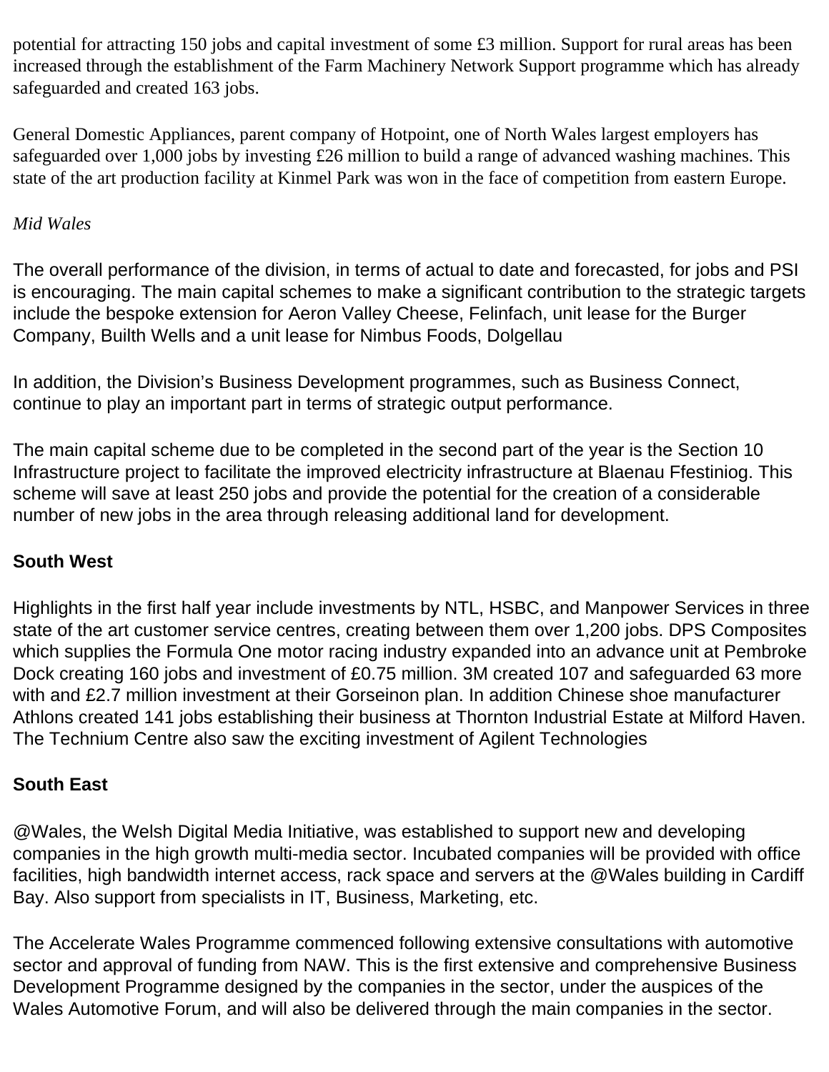potential for attracting 150 jobs and capital investment of some £3 million. Support for rural areas has been increased through the establishment of the Farm Machinery Network Support programme which has already safeguarded and created 163 jobs.

General Domestic Appliances, parent company of Hotpoint, one of North Wales largest employers has safeguarded over 1,000 jobs by investing £26 million to build a range of advanced washing machines. This state of the art production facility at Kinmel Park was won in the face of competition from eastern Europe.

*Mid Wales*

The overall performance of the division, in terms of actual to date and forecasted, for jobs and PSI is encouraging. The main capital schemes to make a significant contribution to the strategic targets include the bespoke extension for Aeron Valley Cheese, Felinfach, unit lease for the Burger Company, Builth Wells and a unit lease for Nimbus Foods, Dolgellau

In addition, the Division's Business Development programmes, such as Business Connect, continue to play an important part in terms of strategic output performance.

The main capital scheme due to be completed in the second part of the year is the Section 10 Infrastructure project to facilitate the improved electricity infrastructure at Blaenau Ffestiniog. This scheme will save at least 250 jobs and provide the potential for the creation of a considerable number of new jobs in the area through releasing additional land for development.

**South West**

Highlights in the first half year include investments by NTL, HSBC, and Manpower Services in three state of the art customer service centres, creating between them over 1,200 jobs. DPS Composites which supplies the Formula One motor racing industry expanded into an advance unit at Pembroke Dock creating 160 jobs and investment of £0.75 million. 3M created 107 and safeguarded 63 more with and £2.7 million investment at their Gorseinon plan. In addition Chinese shoe manufacturer Athlons created 141 jobs establishing their business at Thornton Industrial Estate at Milford Haven. The Technium Centre also saw the exciting investment of Agilent Technologies

**South East**

@Wales, the Welsh Digital Media Initiative, was established to support new and developing companies in the high growth multi-media sector. Incubated companies will be provided with office facilities, high bandwidth internet access, rack space and servers at the @Wales building in Cardiff Bay. Also support from specialists in IT, Business, Marketing, etc.

The Accelerate Wales Programme commenced following extensive consultations with automotive sector and approval of funding from NAW. This is the first extensive and comprehensive Business Development Programme designed by the companies in the sector, under the auspices of the Wales Automotive Forum, and will also be delivered through the main companies in the sector.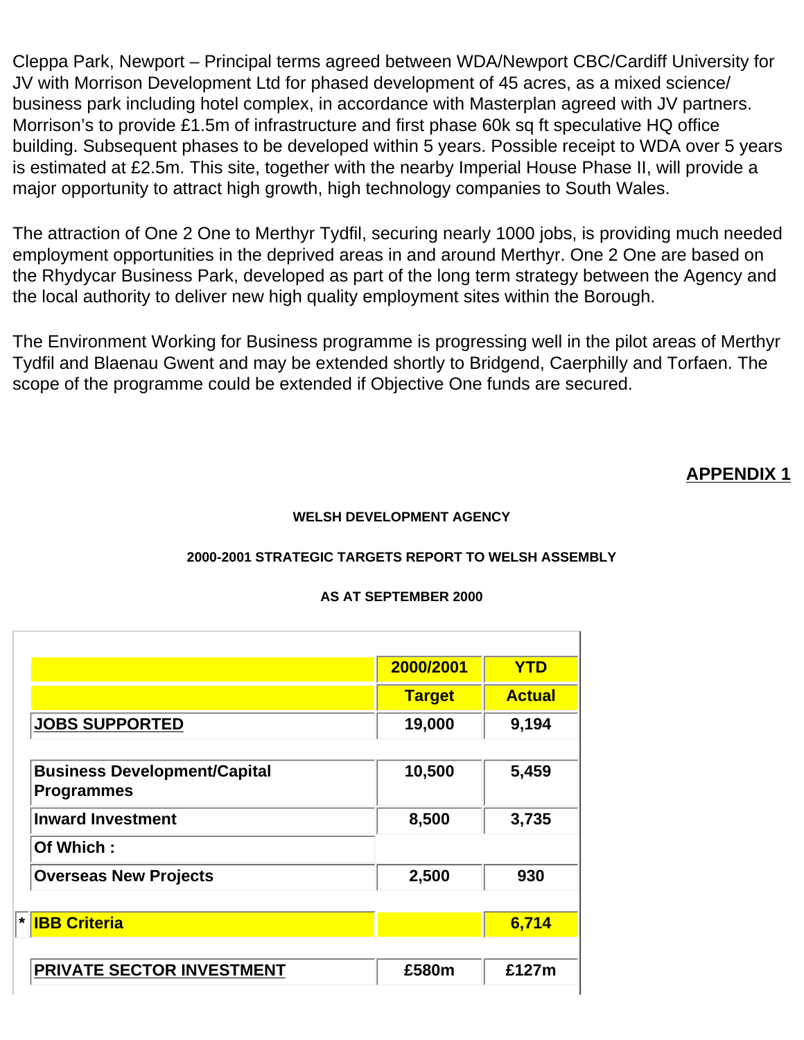Cleppa Park, Newport – Principal terms agreed between WDA/Newport CBC/Cardiff University for JV with Morrison Development Ltd for phased development of 45 acres, as a mixed science/ business park including hotel complex, in accordance with Masterplan agreed with JV partners. Morrison's to provide £1.5m of infrastructure and first phase 60k sq ft speculative HQ office building. Subsequent phases to be developed within 5 years. Possible receipt to WDA over 5 years is estimated at £2.5m. This site, together with the nearby Imperial House Phase II, will provide a major opportunity to attract high growth, high technology companies to South Wales.

The attraction of One 2 One to Merthyr Tydfil, securing nearly 1000 jobs, is providing much needed employment opportunities in the deprived areas in and around Merthyr. One 2 One are based on the Rhydycar Business Park, developed as part of the long term strategy between the Agency and the local authority to deliver new high quality employment sites within the Borough.

The Environment Working for Business programme is progressing well in the pilot areas of Merthyr Tydfil and Blaenau Gwent and may be extended shortly to Bridgend, Caerphilly and Torfaen. The scope of the programme could be extended if Objective One funds are secured.

**APPENDIX 1**

**WELSH DEVELOPMENT AGENCY**

**2000-2001 STRATEGIC TARGETS REPORT TO WELSH ASSEMBLY**

**AS AT SEPTEMBER 2000**

| | | 2000/2001 | YTD |
|---|---|---|---|
| | | **Target** | **Actual** |
| | **JOBS SUPPORTED** | **19,000** | **9,194** |
| | **Business Development/Capital Programmes** | **10,500** | **5,459** |
| | **Inward Investment** | **8,500** | **3,735** |
| | **Of Which :** | | |
| | **Overseas New Projects** | **2,500** | **930** |
| * | **IBB Criteria** | | **6,714** |
| | **PRIVATE SECTOR INVESTMENT** | **£580m** | **£127m** |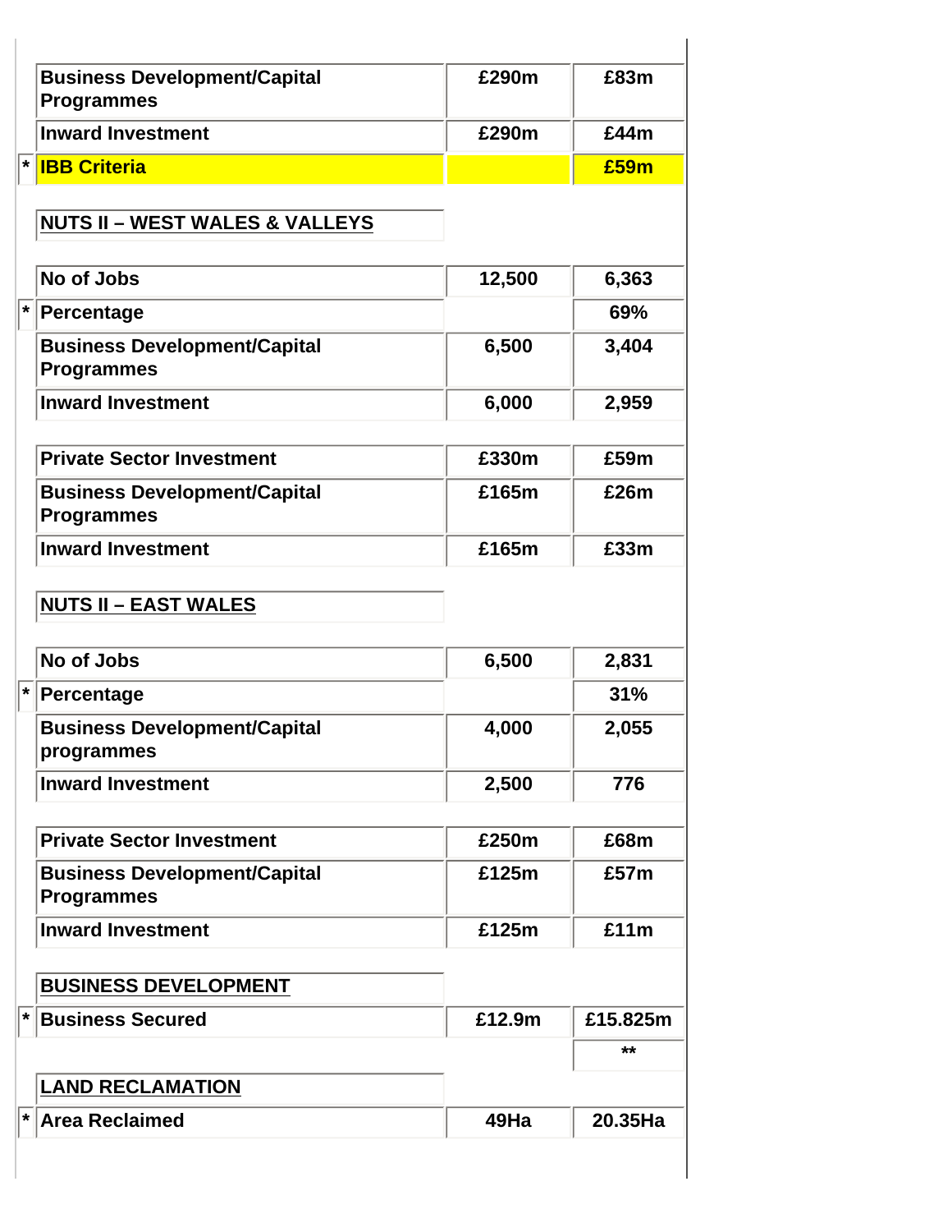| | | | |
|---|---|---|---|
| | Business Development/Capital Programmes | £290m | £83m |
| | Inward Investment | £290m | £44m |
| * | **IBB Criteria** | | **£59m** |

| | **NUTS II – WEST WALES & VALLEYS** | | |
|---|---|---|---|
| | No of Jobs | 12,500 | 6,363 |
| * | Percentage | | 69% |
| | Business Development/Capital Programmes | 6,500 | 3,404 |
| | Inward Investment | 6,000 | 2,959 |
| | Private Sector Investment | £330m | £59m |
| | Business Development/Capital Programmes | £165m | £26m |
| | Inward Investment | £165m | £33m |

| | **NUTS II – EAST WALES** | | |
|---|---|---|---|
| | No of Jobs | 6,500 | 2,831 |
| * | Percentage | | 31% |
| | Business Development/Capital programmes | 4,000 | 2,055 |
| | Inward Investment | 2,500 | 776 |
| | Private Sector Investment | £250m | £68m |
| | Business Development/Capital Programmes | £125m | £57m |
| | Inward Investment | £125m | £11m |

| | **BUSINESS DEVELOPMENT** | | |
|---|---|---|---|
| * | Business Secured | £12.9m | £15.825m |
| | | | ** |

| | **LAND RECLAMATION** | | |
|---|---|---|---|
| * | Area Reclaimed | 49Ha | 20.35Ha |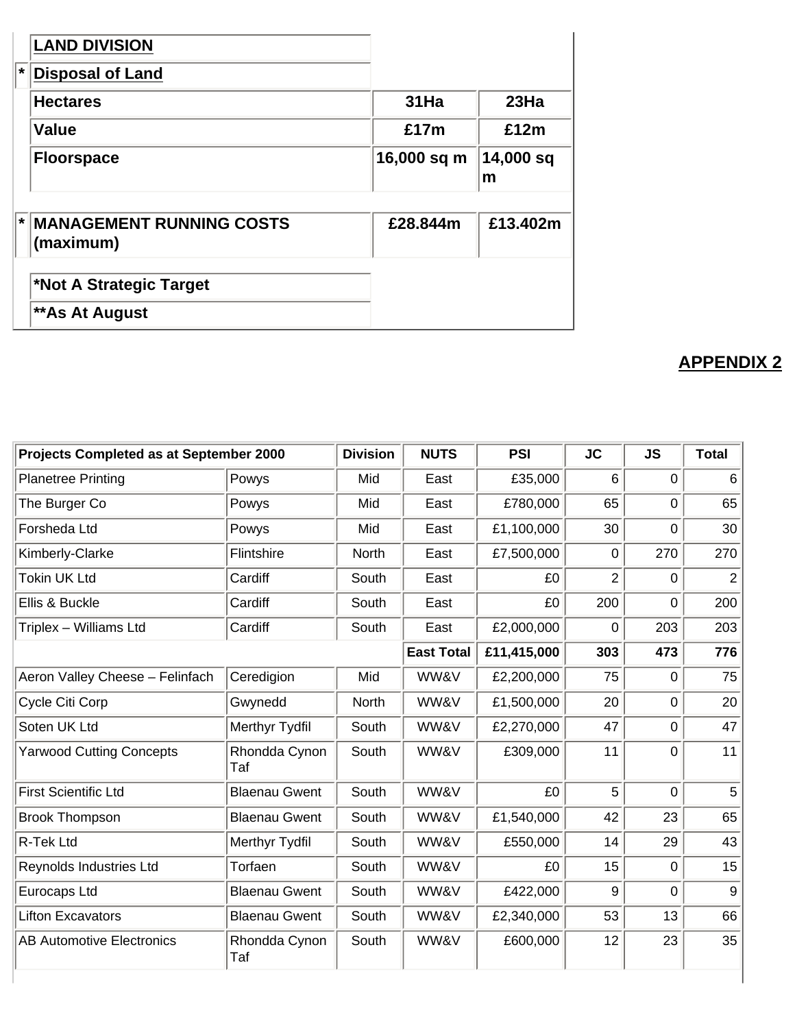| | LAND DIVISION | | |
|---|---|---|---|
| * | **Disposal of Land** | | |
| | **Hectares** | **31Ha** | **23Ha** |
| | **Value** | **£17m** | **£12m** |
| | **Floorspace** | **16,000 sq m** | **14,000 sq m** |
| * | **MANAGEMENT RUNNING COSTS (maximum)** | **£28.844m** | **£13.402m** |
| | **\*Not A Strategic Target** | | |
| | **\*\*As At August** | | |

## APPENDIX 2

| Projects Completed as at September 2000 | | Division | NUTS | PSI | JC | JS | Total |
|---|---|---|---|---|---|---|---|
| Planetree Printing | Powys | Mid | East | £35,000 | 6 | 0 | 6 |
| The Burger Co | Powys | Mid | East | £780,000 | 65 | 0 | 65 |
| Forsheda Ltd | Powys | Mid | East | £1,100,000 | 30 | 0 | 30 |
| Kimberly-Clarke | Flintshire | North | East | £7,500,000 | 0 | 270 | 270 |
| Tokin UK Ltd | Cardiff | South | East | £0 | 2 | 0 | 2 |
| Ellis & Buckle | Cardiff | South | East | £0 | 200 | 0 | 200 |
| Triplex – Williams Ltd | Cardiff | South | East | £2,000,000 | 0 | 203 | 203 |
| | | | **East Total** | **£11,415,000** | **303** | **473** | **776** |
| Aeron Valley Cheese – Felinfach | Ceredigion | Mid | WW&V | £2,200,000 | 75 | 0 | 75 |
| Cycle Citi Corp | Gwynedd | North | WW&V | £1,500,000 | 20 | 0 | 20 |
| Soten UK Ltd | Merthyr Tydfil | South | WW&V | £2,270,000 | 47 | 0 | 47 |
| Yarwood Cutting Concepts | Rhondda Cynon Taf | South | WW&V | £309,000 | 11 | 0 | 11 |
| First Scientific Ltd | Blaenau Gwent | South | WW&V | £0 | 5 | 0 | 5 |
| Brook Thompson | Blaenau Gwent | South | WW&V | £1,540,000 | 42 | 23 | 65 |
| R-Tek Ltd | Merthyr Tydfil | South | WW&V | £550,000 | 14 | 29 | 43 |
| Reynolds Industries Ltd | Torfaen | South | WW&V | £0 | 15 | 0 | 15 |
| Eurocaps Ltd | Blaenau Gwent | South | WW&V | £422,000 | 9 | 0 | 9 |
| Lifton Excavators | Blaenau Gwent | South | WW&V | £2,340,000 | 53 | 13 | 66 |
| AB Automotive Electronics | Rhondda Cynon Taf | South | WW&V | £600,000 | 12 | 23 | 35 |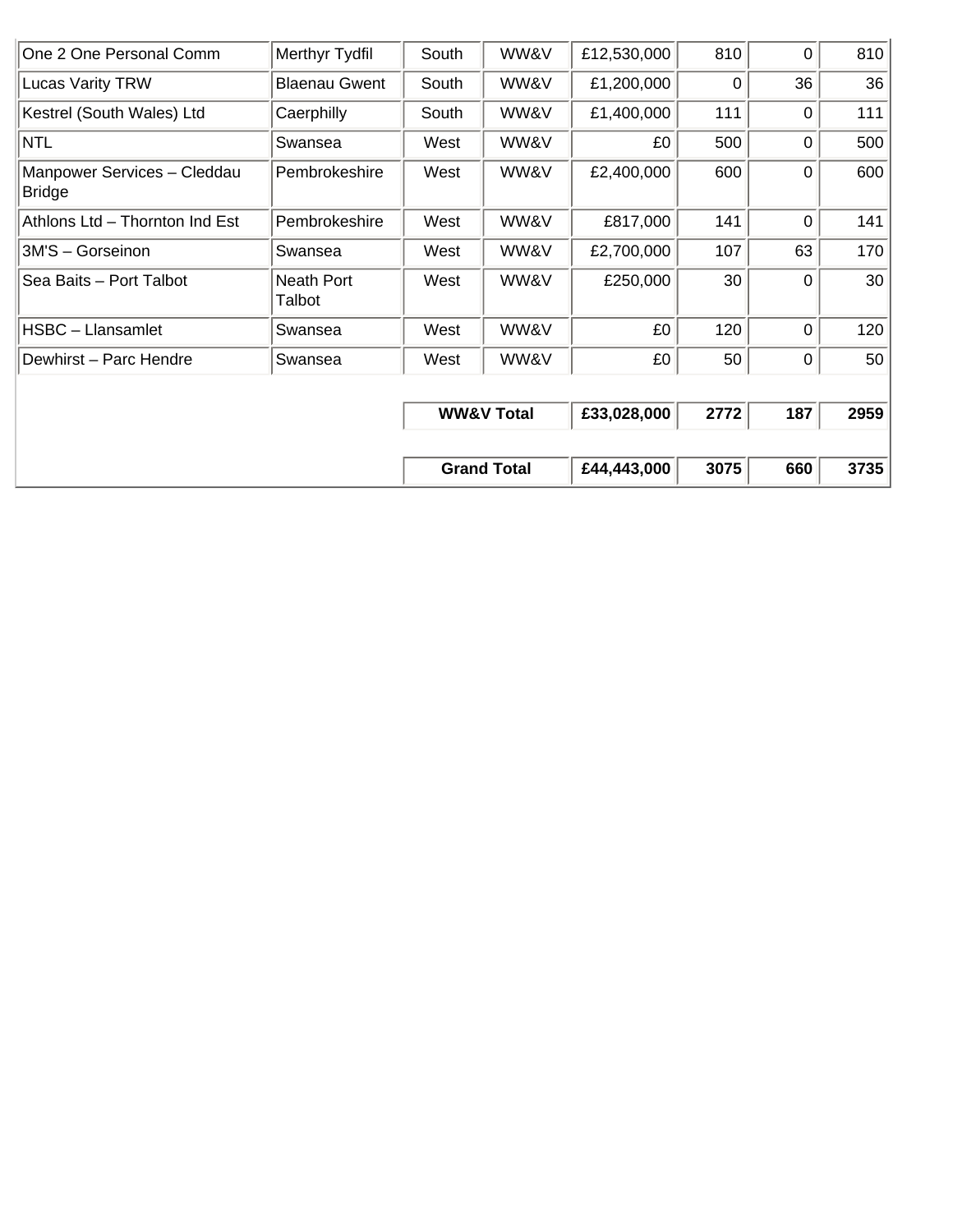| | | | | | | | |
|---|---|---|---|---|---|---|---|
| One 2 One Personal Comm | Merthyr Tydfil | South | WW&V | £12,530,000 | 810 | 0 | 810 |
| Lucas Varity TRW | Blaenau Gwent | South | WW&V | £1,200,000 | 0 | 36 | 36 |
| Kestrel (South Wales) Ltd | Caerphilly | South | WW&V | £1,400,000 | 111 | 0 | 111 |
| NTL | Swansea | West | WW&V | £0 | 500 | 0 | 500 |
| Manpower Services – Cleddau Bridge | Pembrokeshire | West | WW&V | £2,400,000 | 600 | 0 | 600 |
| Athlons Ltd – Thornton Ind Est | Pembrokeshire | West | WW&V | £817,000 | 141 | 0 | 141 |
| 3M'S – Gorseinon | Swansea | West | WW&V | £2,700,000 | 107 | 63 | 170 |
| Sea Baits – Port Talbot | Neath Port Talbot | West | WW&V | £250,000 | 30 | 0 | 30 |
| HSBC – Llansamlet | Swansea | West | WW&V | £0 | 120 | 0 | 120 |
| Dewhirst – Parc Hendre | Swansea | West | WW&V | £0 | 50 | 0 | 50 |
| | | **WW&V Total** | | **£33,028,000** | **2772** | **187** | **2959** |
| | | **Grand Total** | | **£44,443,000** | **3075** | **660** | **3735** |